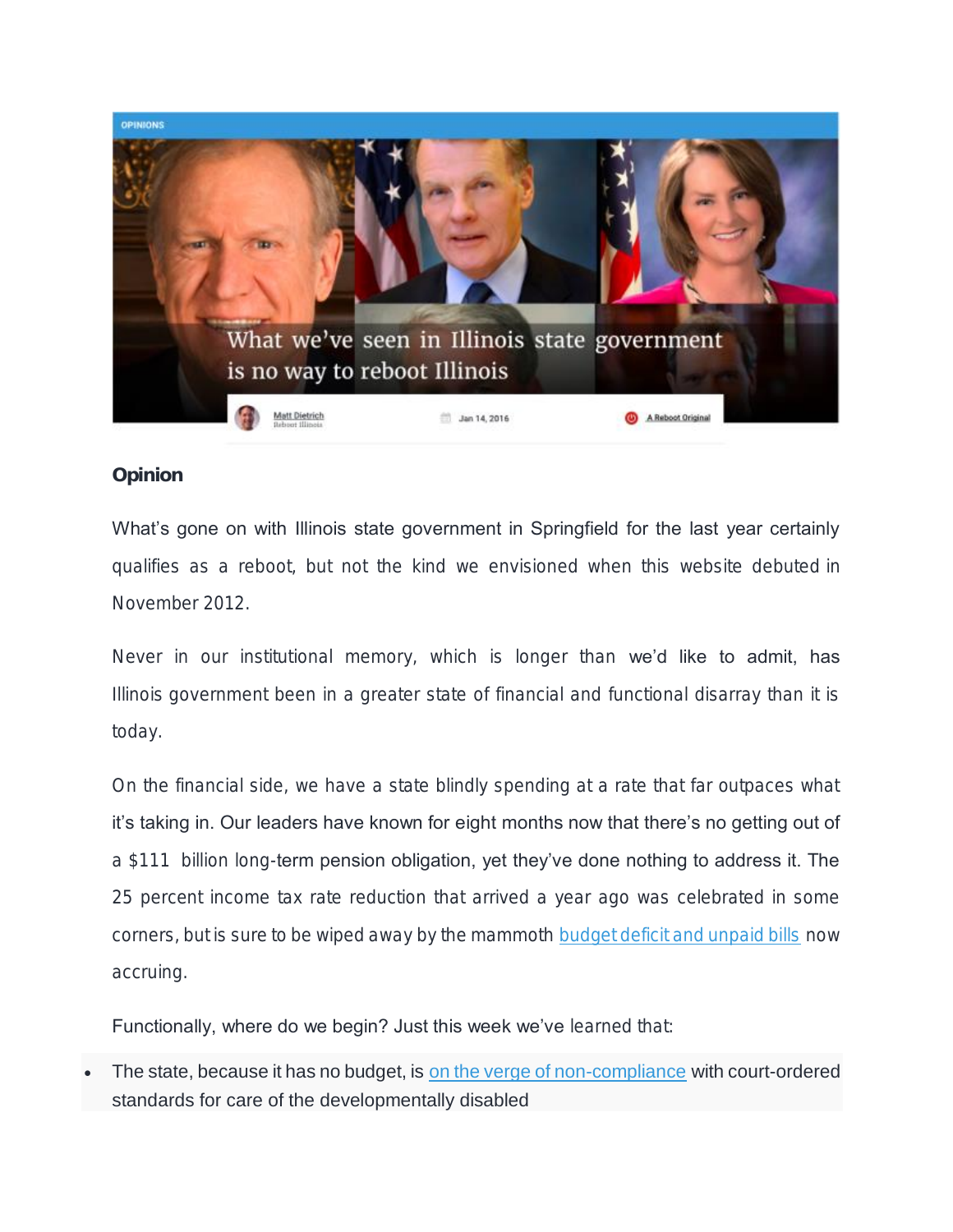OPINIONS

# What we've seen in Illinois state government is no way to reboot Illinois

Matt Dietrich
Reboot Illinois

Jan 14, 2016

A Reboot Original

**Opinion**

What's gone on with Illinois state government in Springfield for the last year certainly qualifies as a reboot, but not the kind we envisioned when this website debuted in November 2012.

Never in our institutional memory, which is longer than we'd like to admit, has Illinois government been in a greater state of financial and functional disarray than it is today.

On the financial side, we have a state blindly spending at a rate that far outpaces what it's taking in. Our leaders have known for eight months now that there's no getting out of a $111 billion long-term pension obligation, yet they've done nothing to address it. The 25 percent income tax rate reduction that arrived a year ago was celebrated in some corners, but is sure to be wiped away by the mammoth budget deficit and unpaid bills now accruing.

Functionally, where do we begin? Just this week we've learned that:

- The state, because it has no budget, is on the verge of non-compliance with court-ordered standards for care of the developmentally disabled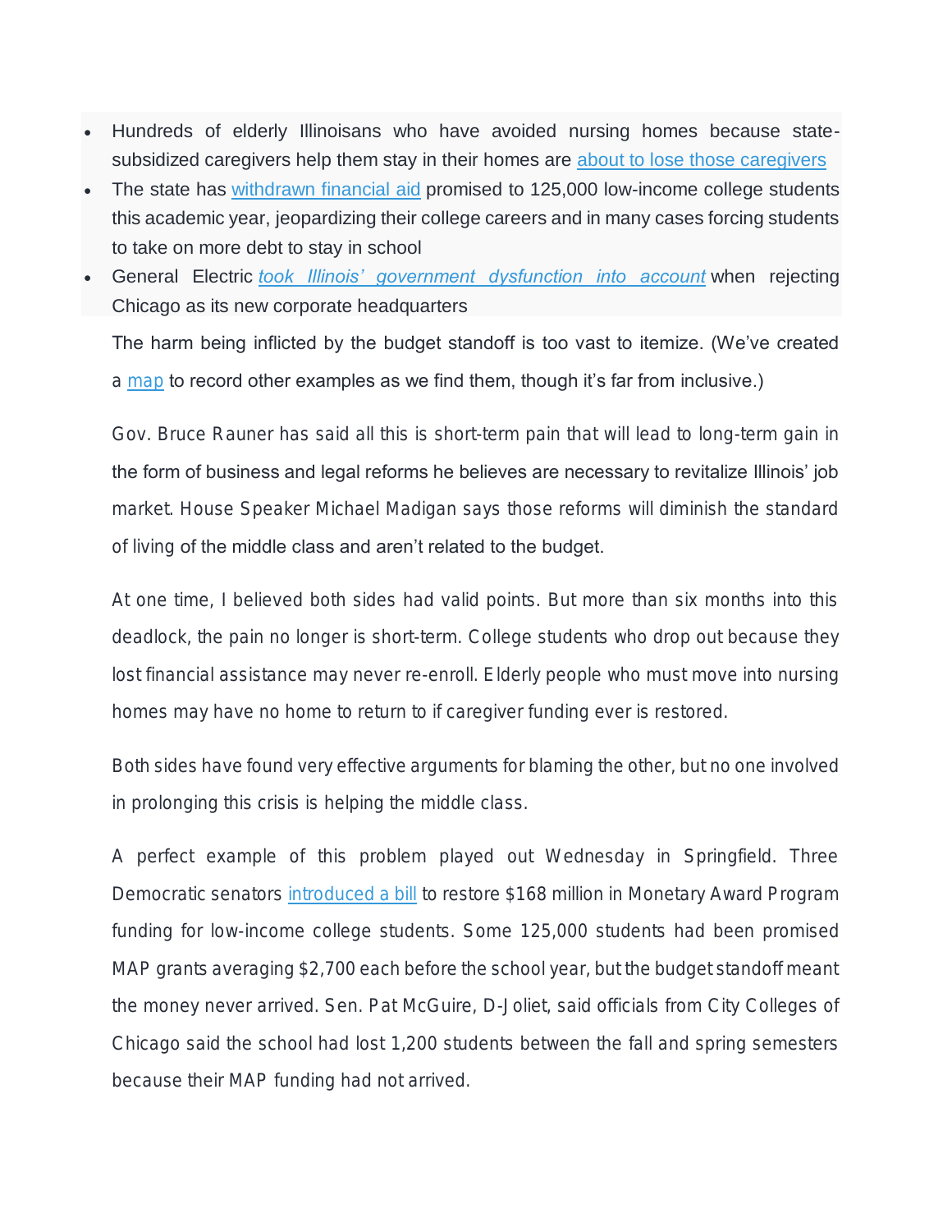- Hundreds of elderly Illinoisans who have avoided nursing homes because state-subsidized caregivers help them stay in their homes are [about to lose those caregivers]
- The state has [withdrawn financial aid] promised to 125,000 low-income college students this academic year, jeopardizing their college careers and in many cases forcing students to take on more debt to stay in school
- General Electric *[took Illinois' government dysfunction into account]* when rejecting Chicago as its new corporate headquarters

The harm being inflicted by the budget standoff is too vast to itemize. (We've created a [map] to record other examples as we find them, though it's far from inclusive.)

Gov. Bruce Rauner has said all this is short-term pain that will lead to long-term gain in the form of business and legal reforms he believes are necessary to revitalize Illinois' job market. House Speaker Michael Madigan says those reforms will diminish the standard of living of the middle class and aren't related to the budget.

At one time, I believed both sides had valid points. But more than six months into this deadlock, the pain no longer is short-term. College students who drop out because they lost financial assistance may never re-enroll. Elderly people who must move into nursing homes may have no home to return to if caregiver funding ever is restored.

Both sides have found very effective arguments for blaming the other, but no one involved in prolonging this crisis is helping the middle class.

A perfect example of this problem played out Wednesday in Springfield. Three Democratic senators [introduced a bill] to restore $168 million in Monetary Award Program funding for low-income college students. Some 125,000 students had been promised MAP grants averaging $2,700 each before the school year, but the budget standoff meant the money never arrived. Sen. Pat McGuire, D-Joliet, said officials from City Colleges of Chicago said the school had lost 1,200 students between the fall and spring semesters because their MAP funding had not arrived.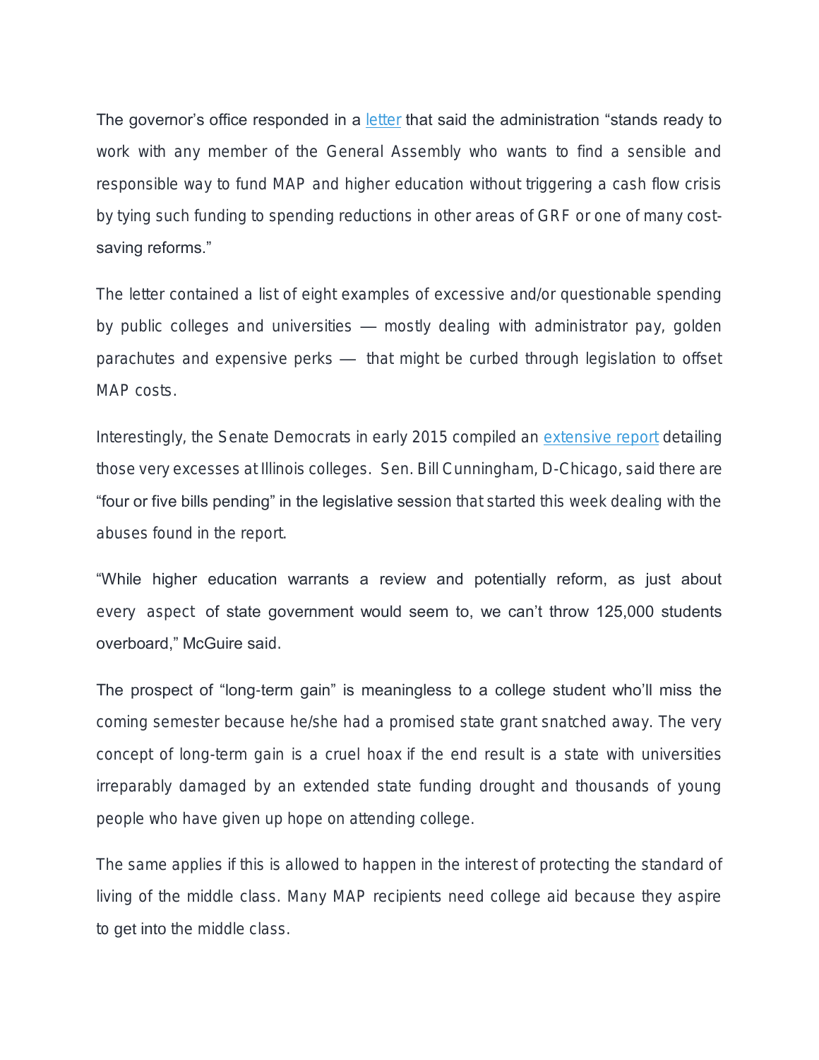The governor's office responded in a [letter](#) that said the administration "stands ready to work with any member of the General Assembly who wants to find a sensible and responsible way to fund MAP and higher education without triggering a cash flow crisis by tying such funding to spending reductions in other areas of GRF or one of many cost-saving reforms."

The letter contained a list of eight examples of excessive and/or questionable spending by public colleges and universities — mostly dealing with administrator pay, golden parachutes and expensive perks — that might be curbed through legislation to offset MAP costs.

Interestingly, the Senate Democrats in early 2015 compiled an [extensive report](#) detailing those very excesses at Illinois colleges. Sen. Bill Cunningham, D-Chicago, said there are "four or five bills pending" in the legislative session that started this week dealing with the abuses found in the report.

"While higher education warrants a review and potentially reform, as just about every aspect of state government would seem to, we can't throw 125,000 students overboard," McGuire said.

The prospect of "long-term gain" is meaningless to a college student who'll miss the coming semester because he/she had a promised state grant snatched away. The very concept of long-term gain is a cruel hoax if the end result is a state with universities irreparably damaged by an extended state funding drought and thousands of young people who have given up hope on attending college.

The same applies if this is allowed to happen in the interest of protecting the standard of living of the middle class. Many MAP recipients need college aid because they aspire to get into the middle class.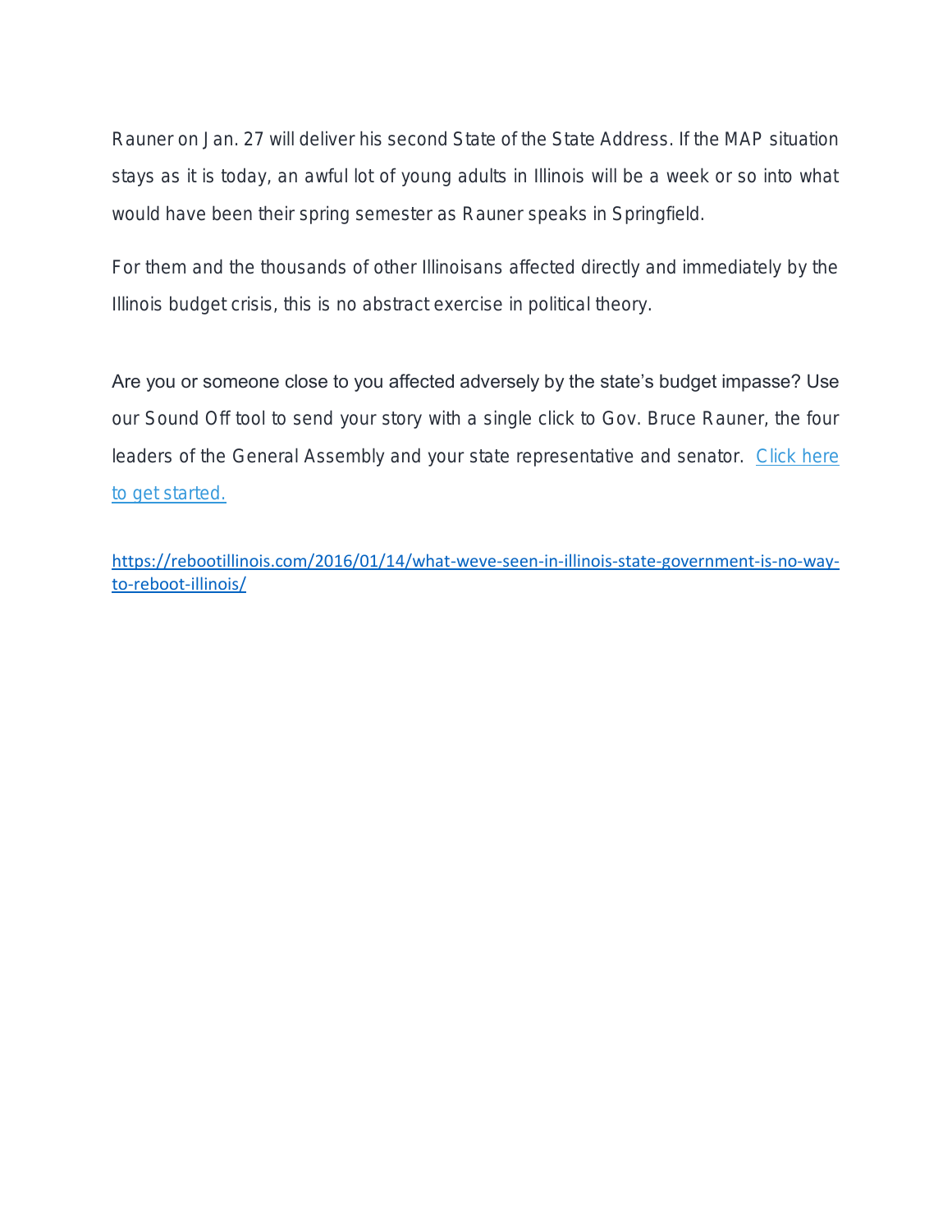Rauner on Jan. 27 will deliver his second State of the State Address. If the MAP situation stays as it is today, an awful lot of young adults in Illinois will be a week or so into what would have been their spring semester as Rauner speaks in Springfield.

For them and the thousands of other Illinoisans affected directly and immediately by the Illinois budget crisis, this is no abstract exercise in political theory.

Are you or someone close to you affected adversely by the state's budget impasse? Use our Sound Off tool to send your story with a single click to Gov. Bruce Rauner, the four leaders of the General Assembly and your state representative and senator. [Click here to get started.]()

[https://rebootillinois.com/2016/01/14/what-weve-seen-in-illinois-state-government-is-no-way-to-reboot-illinois/](https://rebootillinois.com/2016/01/14/what-weve-seen-in-illinois-state-government-is-no-way-to-reboot-illinois/)